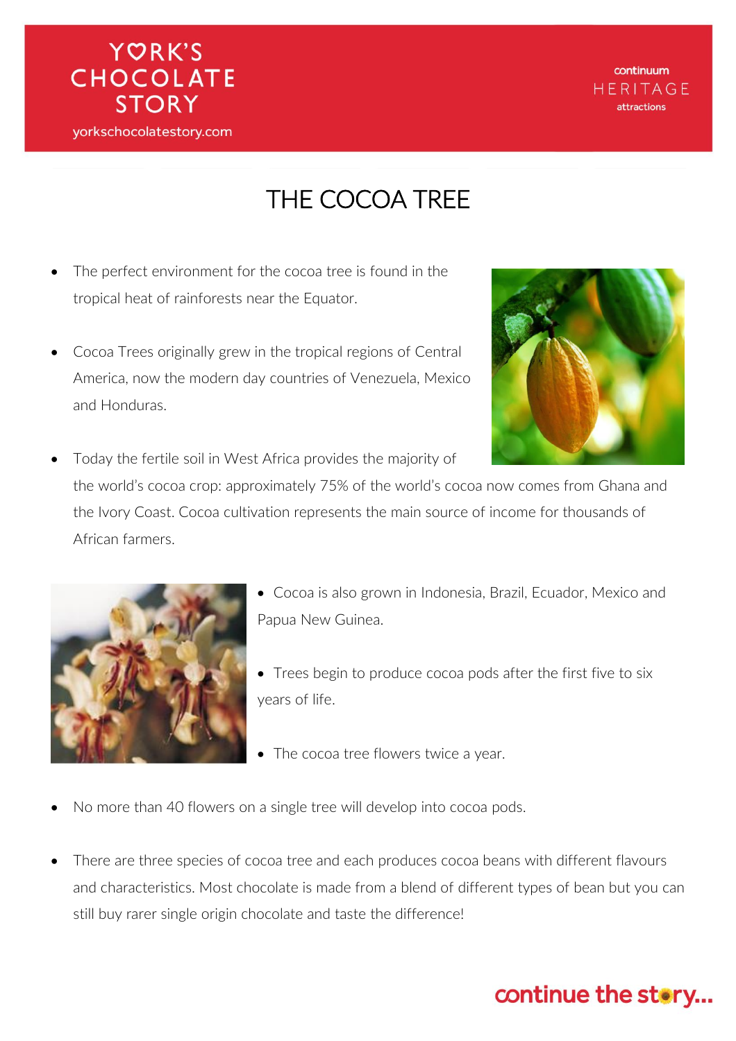# THE COCOA TREE

- The perfect environment for the cocoa tree is found in the tropical heat of rainforests near the Equator.
- Cocoa Trees originally grew in the tropical regions of Central America, now the modern day countries of Venezuela, Mexico and Honduras.
- Today the fertile soil in West Africa provides the majority of the world's cocoa crop: approximately 75% of the world's cocoa now comes from Ghana and the Ivory Coast. Cocoa cultivation represents the main source of income for thousands of African farmers.
- Cocoa is also grown in Indonesia, Brazil, Ecuador, Mexico and Papua New Guinea.
- Trees begin to produce cocoa pods after the first five to six years of life.
- The cocoa tree flowers twice a year.
- No more than 40 flowers on a single tree will develop into cocoa pods.
- There are three species of cocoa tree and each produces cocoa beans with different flavours and characteristics. Most chocolate is made from a blend of different types of bean but you can still buy rarer single origin chocolate and taste the difference!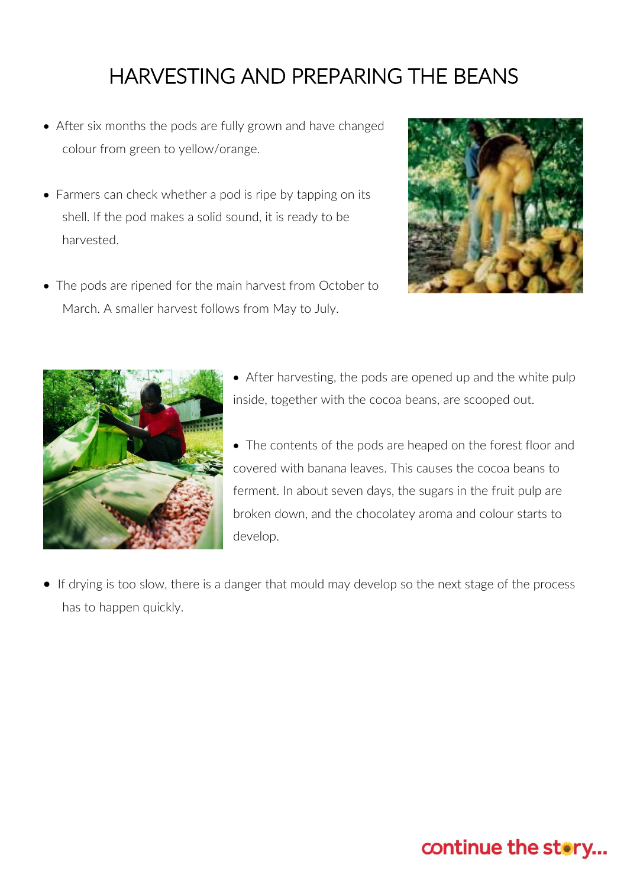# HARVESTING AND PREPARING THE BEANS

- After six months the pods are fully grown and have changed colour from green to yellow/orange.
- Farmers can check whether a pod is ripe by tapping on its shell. If the pod makes a solid sound, it is ready to be harvested.
- The pods are ripened for the main harvest from October to March. A smaller harvest follows from May to July.
- After harvesting, the pods are opened up and the white pulp inside, together with the cocoa beans, are scooped out.
- The contents of the pods are heaped on the forest floor and covered with banana leaves. This causes the cocoa beans to ferment. In about seven days, the sugars in the fruit pulp are broken down, and the chocolatey aroma and colour starts to develop.
- If drying is too slow, there is a danger that mould may develop so the next stage of the process has to happen quickly.

continue the story...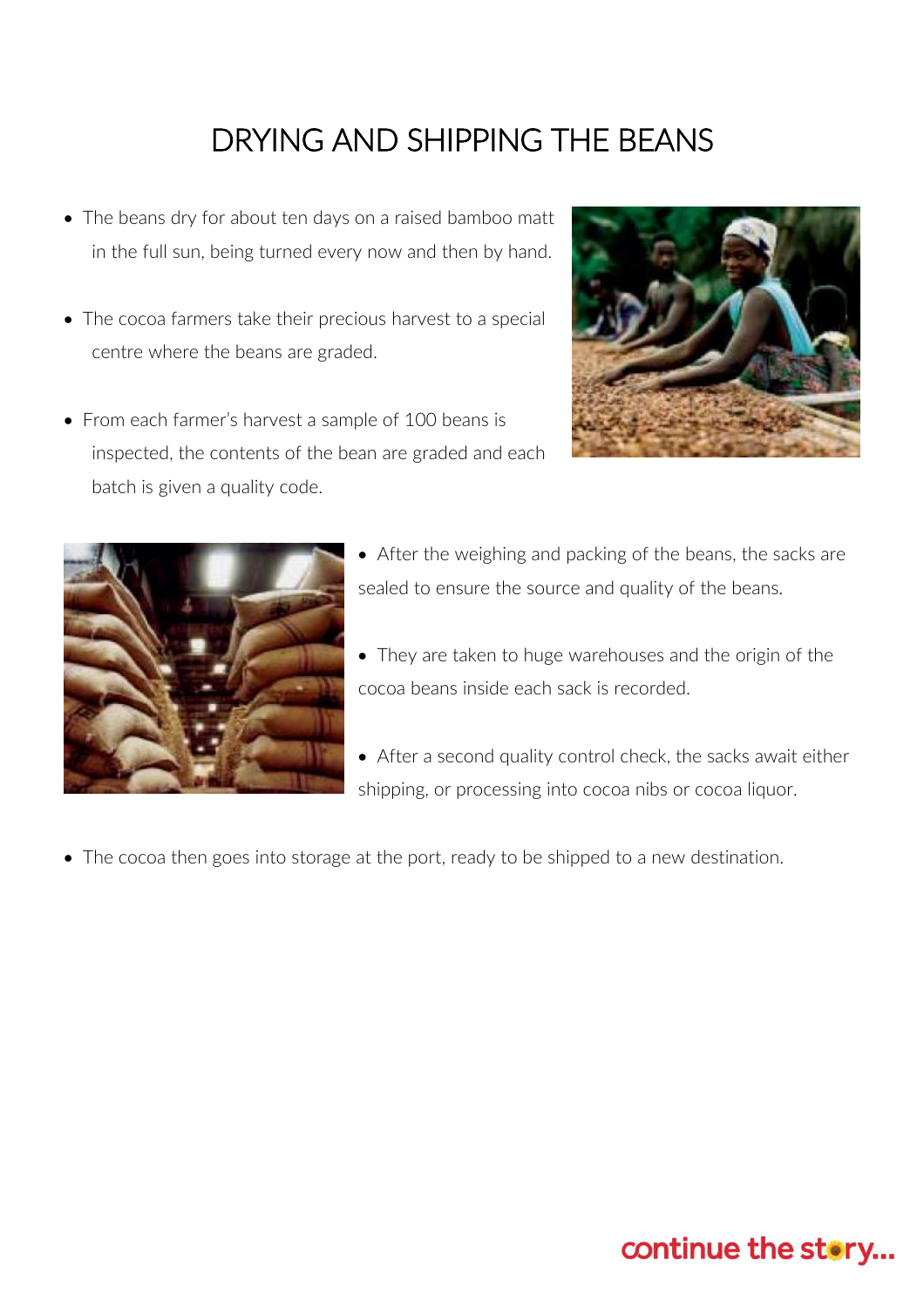# DRYING AND SHIPPING THE BEANS

- The beans dry for about ten days on a raised bamboo matt in the full sun, being turned every now and then by hand.
- The cocoa farmers take their precious harvest to a special centre where the beans are graded.
- From each farmer's harvest a sample of 100 beans is inspected, the contents of the bean are graded and each batch is given a quality code.
- After the weighing and packing of the beans, the sacks are sealed to ensure the source and quality of the beans.
- They are taken to huge warehouses and the origin of the cocoa beans inside each sack is recorded.
- After a second quality control check, the sacks await either shipping, or processing into cocoa nibs or cocoa liquor.
- The cocoa then goes into storage at the port, ready to be shipped to a new destination.

continue the story...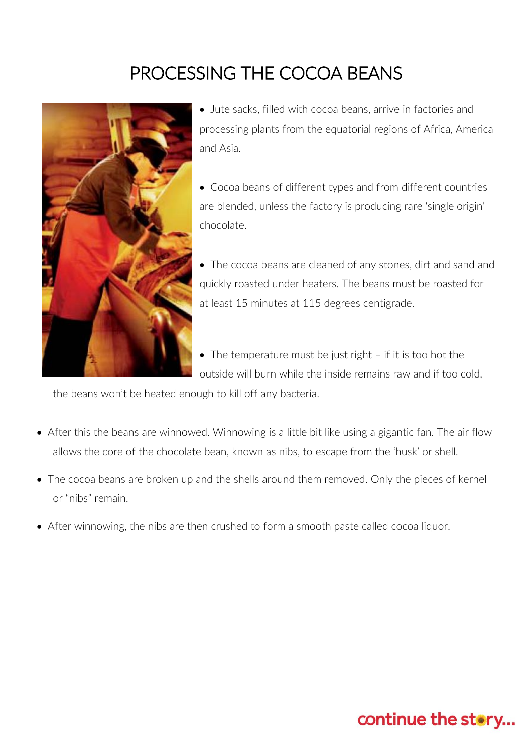# PROCESSING THE COCOA BEANS

- Jute sacks, filled with cocoa beans, arrive in factories and processing plants from the equatorial regions of Africa, America and Asia.

- Cocoa beans of different types and from different countries are blended, unless the factory is producing rare 'single origin' chocolate.

- The cocoa beans are cleaned of any stones, dirt and sand and quickly roasted under heaters. The beans must be roasted for at least 15 minutes at 115 degrees centigrade.

- The temperature must be just right – if it is too hot the outside will burn while the inside remains raw and if too cold, the beans won't be heated enough to kill off any bacteria.

- After this the beans are winnowed. Winnowing is a little bit like using a gigantic fan. The air flow allows the core of the chocolate bean, known as nibs, to escape from the 'husk' or shell.

- The cocoa beans are broken up and the shells around them removed. Only the pieces of kernel or "nibs" remain.

- After winnowing, the nibs are then crushed to form a smooth paste called cocoa liquor.

continue the story...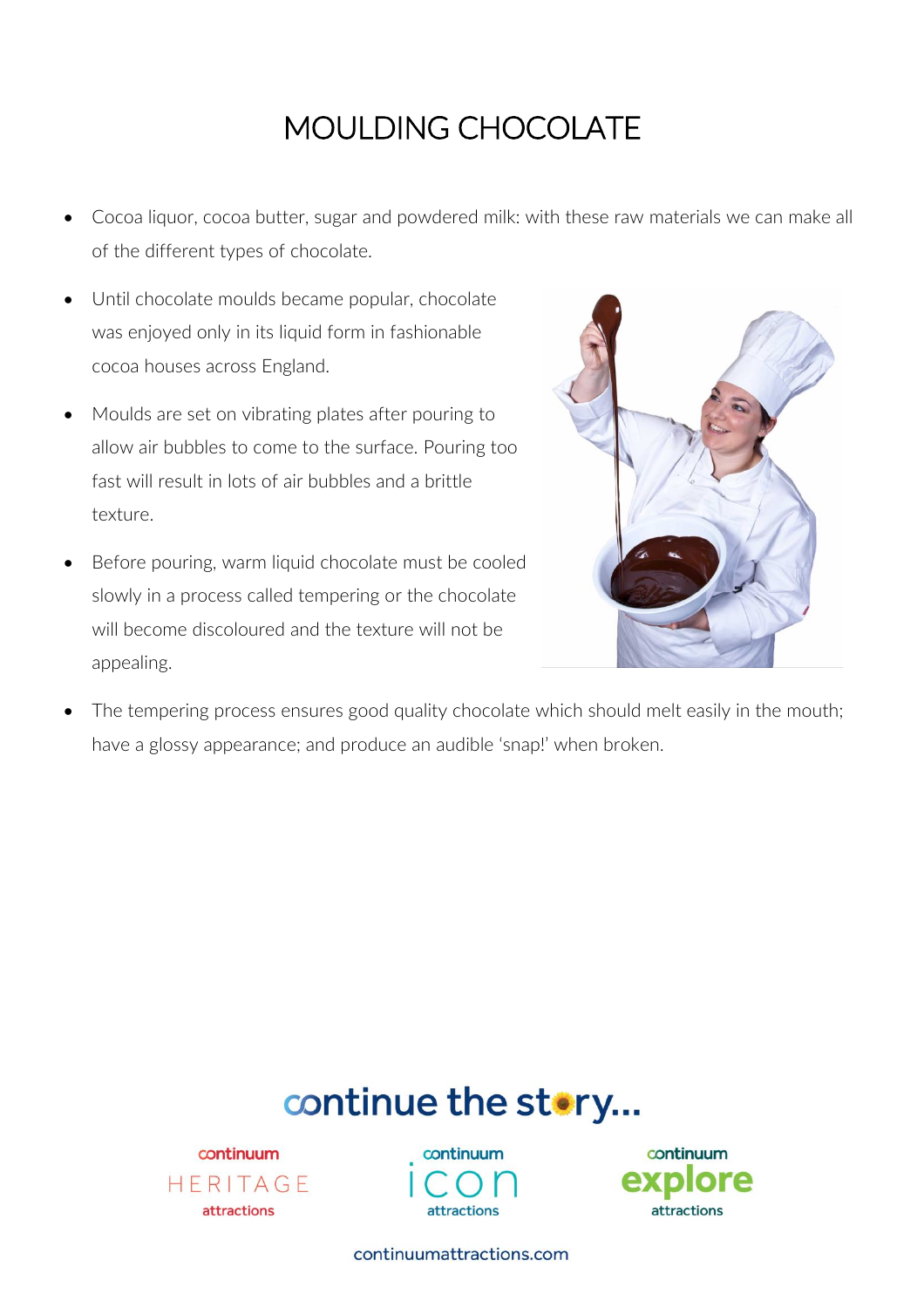# MOULDING CHOCOLATE

- Cocoa liquor, cocoa butter, sugar and powdered milk: with these raw materials we can make all of the different types of chocolate.
- Until chocolate moulds became popular, chocolate was enjoyed only in its liquid form in fashionable cocoa houses across England.
- Moulds are set on vibrating plates after pouring to allow air bubbles to come to the surface. Pouring too fast will result in lots of air bubbles and a brittle texture.
- Before pouring, warm liquid chocolate must be cooled slowly in a process called tempering or the chocolate will become discoloured and the texture will not be appealing.
- The tempering process ensures good quality chocolate which should melt easily in the mouth; have a glossy appearance; and produce an audible 'snap!' when broken.

continue the story...

continuum HERITAGE attractions

continuum icon attractions

continuum explore attractions

continuumattractions.com